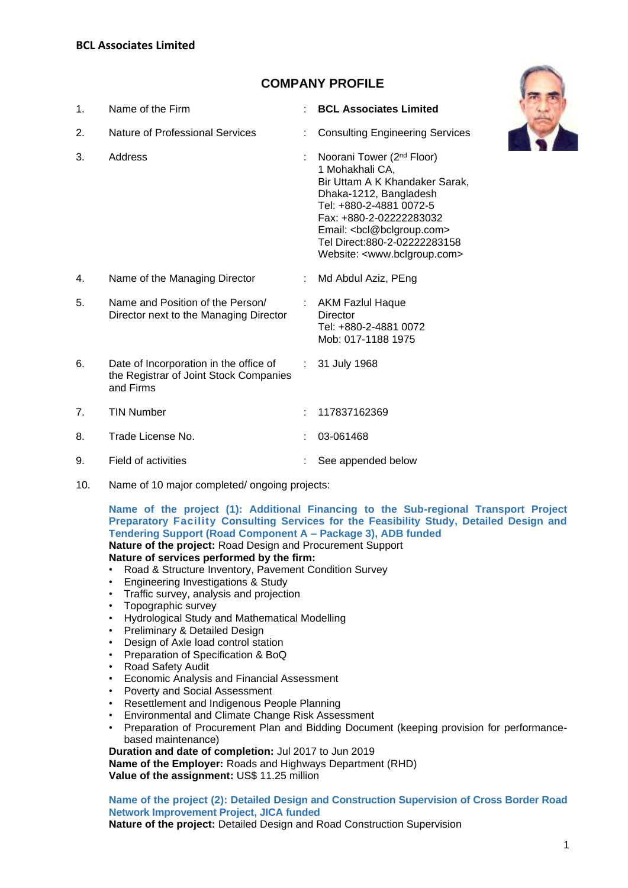**BCL Associates Limited**

# COMPANY PROFILE

| No. | Item | | Details |
|---|---|---|---|
| 1. | Name of the Firm | : | **BCL Associates Limited** |
| 2. | Nature of Professional Services | : | Consulting Engineering Services |
| 3. | Address | : | Noorani Tower (2nd Floor)<br>1 Mohakhali CA,<br>Bir Uttam A K Khandaker Sarak,<br>Dhaka-1212, Bangladesh<br>Tel: +880-2-4881 0072-5<br>Fax: +880-2-02222283032<br>Email: <bcl@bclgroup.com><br>Tel Direct:880-2-02222283158<br>Website: <www.bclgroup.com> |
| 4. | Name of the Managing Director | : | Md Abdul Aziz, PEng |
| 5. | Name and Position of the Person/ Director next to the Managing Director | : | AKM Fazlul Haque<br>Director<br>Tel: +880-2-4881 0072<br>Mob: 017-1188 1975 |
| 6. | Date of Incorporation in the office of the Registrar of Joint Stock Companies and Firms | : | 31 July 1968 |
| 7. | TIN Number | : | 117837162369 |
| 8. | Trade License No. | : | 03-061468 |
| 9. | Field of activities | : | See appended below |

10. Name of 10 major completed/ ongoing projects:

**Name of the project (1): Additional Financing to the Sub-regional Transport Project Preparatory Facility Consulting Services for the Feasibility Study, Detailed Design and Tendering Support (Road Component A – Package 3), ADB funded**
**Nature of the project:** Road Design and Procurement Support
**Nature of services performed by the firm:**

- Road & Structure Inventory, Pavement Condition Survey
- Engineering Investigations & Study
- Traffic survey, analysis and projection
- Topographic survey
- Hydrological Study and Mathematical Modelling
- Preliminary & Detailed Design
- Design of Axle load control station
- Preparation of Specification & BoQ
- Road Safety Audit
- Economic Analysis and Financial Assessment
- Poverty and Social Assessment
- Resettlement and Indigenous People Planning
- Environmental and Climate Change Risk Assessment
- Preparation of Procurement Plan and Bidding Document (keeping provision for performance-based maintenance)

**Duration and date of completion:** Jul 2017 to Jun 2019
**Name of the Employer:** Roads and Highways Department (RHD)
**Value of the assignment:** US$ 11.25 million

**Name of the project (2): Detailed Design and Construction Supervision of Cross Border Road Network Improvement Project, JICA funded**
**Nature of the project:** Detailed Design and Road Construction Supervision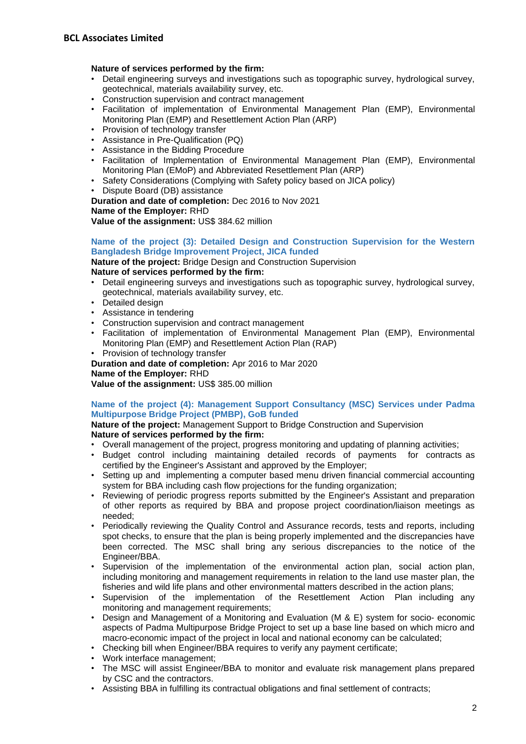**Nature of services performed by the firm:**

- Detail engineering surveys and investigations such as topographic survey, hydrological survey, geotechnical, materials availability survey, etc.
- Construction supervision and contract management
- Facilitation of implementation of Environmental Management Plan (EMP), Environmental Monitoring Plan (EMP) and Resettlement Action Plan (ARP)
- Provision of technology transfer
- Assistance in Pre-Qualification (PQ)
- Assistance in the Bidding Procedure
- Facilitation of Implementation of Environmental Management Plan (EMP), Environmental Monitoring Plan (EMoP) and Abbreviated Resettlement Plan (ARP)
- Safety Considerations (Complying with Safety policy based on JICA policy)
- Dispute Board (DB) assistance

**Duration and date of completion:** Dec 2016 to Nov 2021
**Name of the Employer:** RHD
**Value of the assignment:** US$ 384.62 million

### Name of the project (3): Detailed Design and Construction Supervision for the Western Bangladesh Bridge Improvement Project, JICA funded

**Nature of the project:** Bridge Design and Construction Supervision
**Nature of services performed by the firm:**

- Detail engineering surveys and investigations such as topographic survey, hydrological survey, geotechnical, materials availability survey, etc.
- Detailed design
- Assistance in tendering
- Construction supervision and contract management
- Facilitation of implementation of Environmental Management Plan (EMP), Environmental Monitoring Plan (EMP) and Resettlement Action Plan (RAP)
- Provision of technology transfer

**Duration and date of completion:** Apr 2016 to Mar 2020
**Name of the Employer:** RHD
**Value of the assignment:** US$ 385.00 million

### Name of the project (4): Management Support Consultancy (MSC) Services under Padma Multipurpose Bridge Project (PMBP), GoB funded

**Nature of the project:** Management Support to Bridge Construction and Supervision
**Nature of services performed by the firm:**

- Overall management of the project, progress monitoring and updating of planning activities;
- Budget control including maintaining detailed records of payments for contracts as certified by the Engineer's Assistant and approved by the Employer;
- Setting up and implementing a computer based menu driven financial commercial accounting system for BBA including cash flow projections for the funding organization;
- Reviewing of periodic progress reports submitted by the Engineer's Assistant and preparation of other reports as required by BBA and propose project coordination/liaison meetings as needed;
- Periodically reviewing the Quality Control and Assurance records, tests and reports, including spot checks, to ensure that the plan is being properly implemented and the discrepancies have been corrected. The MSC shall bring any serious discrepancies to the notice of the Engineer/BBA.
- Supervision of the implementation of the environmental action plan, social action plan, including monitoring and management requirements in relation to the land use master plan, the fisheries and wild life plans and other environmental matters described in the action plans;
- Supervision of the implementation of the Resettlement Action Plan including any monitoring and management requirements;
- Design and Management of a Monitoring and Evaluation (M & E) system for socio- economic aspects of Padma Multipurpose Bridge Project to set up a base line based on which micro and macro-economic impact of the project in local and national economy can be calculated;
- Checking bill when Engineer/BBA requires to verify any payment certificate;
- Work interface management;
- The MSC will assist Engineer/BBA to monitor and evaluate risk management plans prepared by CSC and the contractors.
- Assisting BBA in fulfilling its contractual obligations and final settlement of contracts;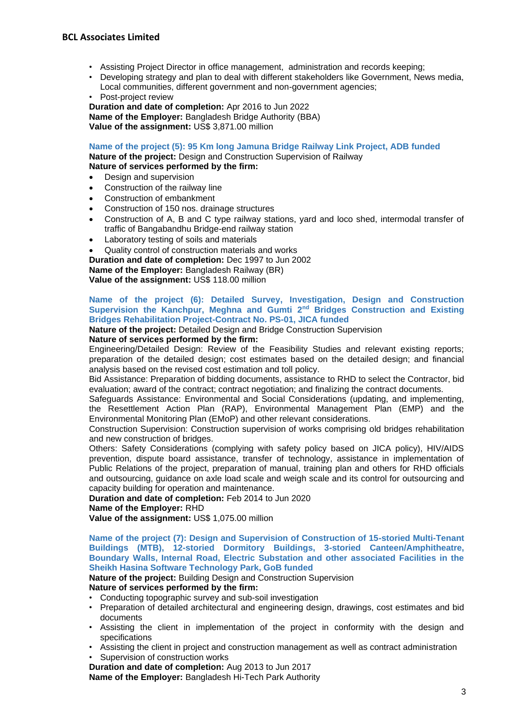- Assisting Project Director in office management, administration and records keeping;
- Developing strategy and plan to deal with different stakeholders like Government, News media, Local communities, different government and non-government agencies;
- Post-project review

**Duration and date of completion:** Apr 2016 to Jun 2022
**Name of the Employer:** Bangladesh Bridge Authority (BBA)
**Value of the assignment:** US$ 3,871.00 million

### Name of the project (5): 95 Km long Jamuna Bridge Railway Link Project, ADB funded

**Nature of the project:** Design and Construction Supervision of Railway
**Nature of services performed by the firm:**

- Design and supervision
- Construction of the railway line
- Construction of embankment
- Construction of 150 nos. drainage structures
- Construction of A, B and C type railway stations, yard and loco shed, intermodal transfer of traffic of Bangabandhu Bridge-end railway station
- Laboratory testing of soils and materials
- Quality control of construction materials and works

**Duration and date of completion:** Dec 1997 to Jun 2002
**Name of the Employer:** Bangladesh Railway (BR)
**Value of the assignment:** US$ 118.00 million

### Name of the project (6): Detailed Survey, Investigation, Design and Construction Supervision the Kanchpur, Meghna and Gumti 2nd Bridges Construction and Existing Bridges Rehabilitation Project-Contract No. PS-01, JICA funded

**Nature of the project:** Detailed Design and Bridge Construction Supervision
**Nature of services performed by the firm:**

Engineering/Detailed Design: Review of the Feasibility Studies and relevant existing reports; preparation of the detailed design; cost estimates based on the detailed design; and financial analysis based on the revised cost estimation and toll policy.

Bid Assistance: Preparation of bidding documents, assistance to RHD to select the Contractor, bid evaluation; award of the contract; contract negotiation; and finalizing the contract documents.

Safeguards Assistance: Environmental and Social Considerations (updating, and implementing, the Resettlement Action Plan (RAP), Environmental Management Plan (EMP) and the Environmental Monitoring Plan (EMoP) and other relevant considerations.

Construction Supervision: Construction supervision of works comprising old bridges rehabilitation and new construction of bridges.

Others: Safety Considerations (complying with safety policy based on JICA policy), HIV/AIDS prevention, dispute board assistance, transfer of technology, assistance in implementation of Public Relations of the project, preparation of manual, training plan and others for RHD officials and outsourcing, guidance on axle load scale and weigh scale and its control for outsourcing and capacity building for operation and maintenance.

**Duration and date of completion:** Feb 2014 to Jun 2020
**Name of the Employer:** RHD
**Value of the assignment:** US$ 1,075.00 million

### Name of the project (7): Design and Supervision of Construction of 15-storied Multi-Tenant Buildings (MTB), 12-storied Dormitory Buildings, 3-storied Canteen/Amphitheatre, Boundary Walls, Internal Road, Electric Substation and other associated Facilities in the Sheikh Hasina Software Technology Park, GoB funded

**Nature of the project:** Building Design and Construction Supervision
**Nature of services performed by the firm:**

- Conducting topographic survey and sub-soil investigation
- Preparation of detailed architectural and engineering design, drawings, cost estimates and bid documents
- Assisting the client in implementation of the project in conformity with the design and specifications
- Assisting the client in project and construction management as well as contract administration
- Supervision of construction works

**Duration and date of completion:** Aug 2013 to Jun 2017
**Name of the Employer:** Bangladesh Hi-Tech Park Authority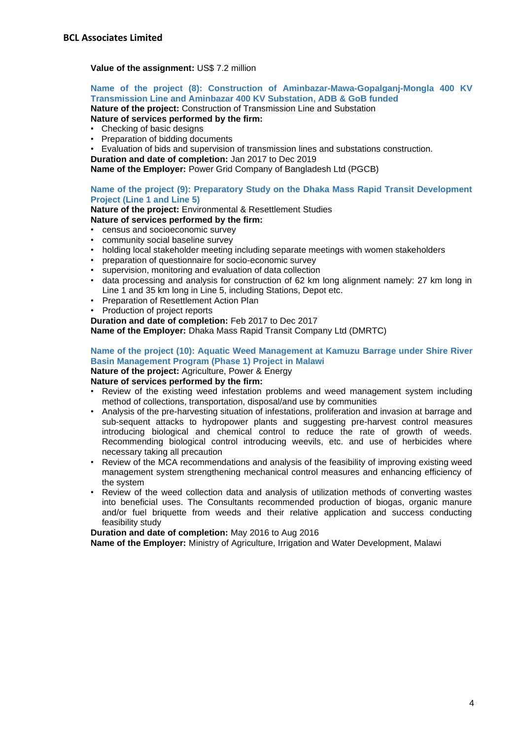**Value of the assignment:** US$ 7.2 million

### Name of the project (8): Construction of Aminbazar-Mawa-Gopalganj-Mongla 400 KV Transmission Line and Aminbazar 400 KV Substation, ADB & GoB funded

**Nature of the project:** Construction of Transmission Line and Substation

**Nature of services performed by the firm:**

- Checking of basic designs
- Preparation of bidding documents
- Evaluation of bids and supervision of transmission lines and substations construction.

**Duration and date of completion:** Jan 2017 to Dec 2019

**Name of the Employer:** Power Grid Company of Bangladesh Ltd (PGCB)

### Name of the project (9): Preparatory Study on the Dhaka Mass Rapid Transit Development Project (Line 1 and Line 5)

**Nature of the project:** Environmental & Resettlement Studies

**Nature of services performed by the firm:**

- census and socioeconomic survey
- community social baseline survey
- holding local stakeholder meeting including separate meetings with women stakeholders
- preparation of questionnaire for socio-economic survey
- supervision, monitoring and evaluation of data collection
- data processing and analysis for construction of 62 km long alignment namely: 27 km long in Line 1 and 35 km long in Line 5, including Stations, Depot etc.
- Preparation of Resettlement Action Plan
- Production of project reports

**Duration and date of completion:** Feb 2017 to Dec 2017

**Name of the Employer:** Dhaka Mass Rapid Transit Company Ltd (DMRTC)

### Name of the project (10): Aquatic Weed Management at Kamuzu Barrage under Shire River Basin Management Program (Phase 1) Project in Malawi

**Nature of the project:** Agriculture, Power & Energy

**Nature of services performed by the firm:**

- Review of the existing weed infestation problems and weed management system including method of collections, transportation, disposal/and use by communities
- Analysis of the pre-harvesting situation of infestations, proliferation and invasion at barrage and sub-sequent attacks to hydropower plants and suggesting pre-harvest control measures introducing biological and chemical control to reduce the rate of growth of weeds. Recommending biological control introducing weevils, etc. and use of herbicides where necessary taking all precaution
- Review of the MCA recommendations and analysis of the feasibility of improving existing weed management system strengthening mechanical control measures and enhancing efficiency of the system
- Review of the weed collection data and analysis of utilization methods of converting wastes into beneficial uses. The Consultants recommended production of biogas, organic manure and/or fuel briquette from weeds and their relative application and success conducting feasibility study

**Duration and date of completion:** May 2016 to Aug 2016

**Name of the Employer:** Ministry of Agriculture, Irrigation and Water Development, Malawi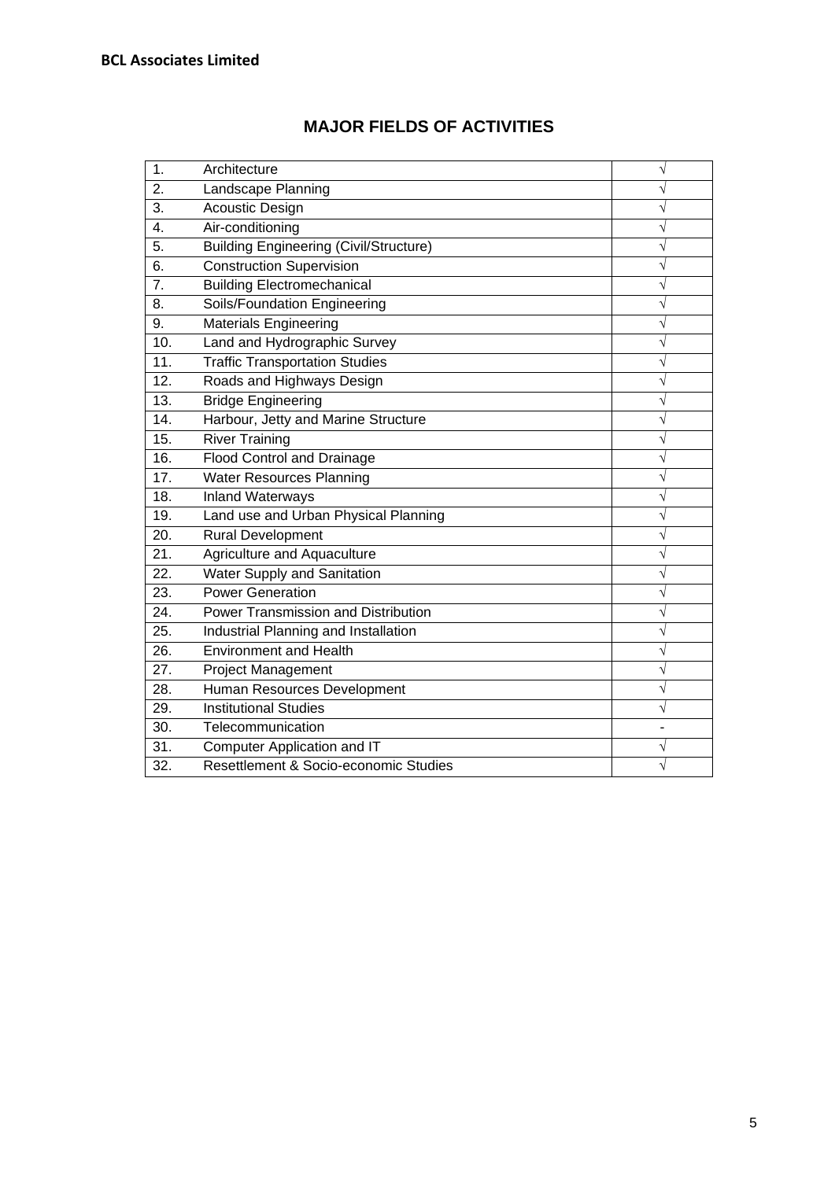# MAJOR FIELDS OF ACTIVITIES

| | | |
|---|---|---|
| 1. | Architecture | √ |
| 2. | Landscape Planning | √ |
| 3. | Acoustic Design | √ |
| 4. | Air-conditioning | √ |
| 5. | Building Engineering (Civil/Structure) | √ |
| 6. | Construction Supervision | √ |
| 7. | Building Electromechanical | √ |
| 8. | Soils/Foundation Engineering | √ |
| 9. | Materials Engineering | √ |
| 10. | Land and Hydrographic Survey | √ |
| 11. | Traffic Transportation Studies | √ |
| 12. | Roads and Highways Design | √ |
| 13. | Bridge Engineering | √ |
| 14. | Harbour, Jetty and Marine Structure | √ |
| 15. | River Training | √ |
| 16. | Flood Control and Drainage | √ |
| 17. | Water Resources Planning | √ |
| 18. | Inland Waterways | √ |
| 19. | Land use and Urban Physical Planning | √ |
| 20. | Rural Development | √ |
| 21. | Agriculture and Aquaculture | √ |
| 22. | Water Supply and Sanitation | √ |
| 23. | Power Generation | √ |
| 24. | Power Transmission and Distribution | √ |
| 25. | Industrial Planning and Installation | √ |
| 26. | Environment and Health | √ |
| 27. | Project Management | √ |
| 28. | Human Resources Development | √ |
| 29. | Institutional Studies | √ |
| 30. | Telecommunication | - |
| 31. | Computer Application and IT | √ |
| 32. | Resettlement & Socio-economic Studies | √ |